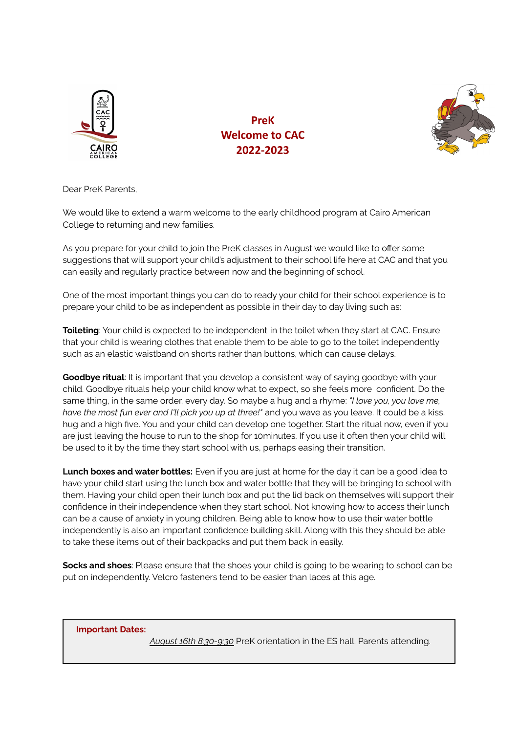# PreK
# Welcome to CAC
# 2022-2023

Dear PreK Parents,

We would like to extend a warm welcome to the early childhood program at Cairo American College to returning and new families.

As you prepare for your child to join the PreK classes in August we would like to offer some suggestions that will support your child's adjustment to their school life here at CAC and that you can easily and regularly practice between now and the beginning of school.

One of the most important things you can do to ready your child for their school experience is to prepare your child to be as independent as possible in their day to day living such as:

**Toileting**: Your child is expected to be independent in the toilet when they start at CAC. Ensure that your child is wearing clothes that enable them to be able to go to the toilet independently such as an elastic waistband on shorts rather than buttons, which can cause delays.

**Goodbye ritual**: It is important that you develop a consistent way of saying goodbye with your child. Goodbye rituals help your child know what to expect, so she feels more confident. Do the same thing, in the same order, every day. So maybe a hug and a rhyme: *"I love you, you love me, have the most fun ever and I'll pick you up at three!"* and you wave as you leave. It could be a kiss, hug and a high five. You and your child can develop one together. Start the ritual now, even if you are just leaving the house to run to the shop for 10minutes. If you use it often then your child will be used to it by the time they start school with us, perhaps easing their transition.

**Lunch boxes and water bottles:** Even if you are just at home for the day it can be a good idea to have your child start using the lunch box and water bottle that they will be bringing to school with them. Having your child open their lunch box and put the lid back on themselves will support their confidence in their independence when they start school. Not knowing how to access their lunch can be a cause of anxiety in young children. Being able to know how to use their water bottle independently is also an important confidence building skill. Along with this they should be able to take these items out of their backpacks and put them back in easily.

**Socks and shoes**: Please ensure that the shoes your child is going to be wearing to school can be put on independently. Velcro fasteners tend to be easier than laces at this age.

**Important Dates:**

*August 16th 8:30-9:30* PreK orientation in the ES hall. Parents attending.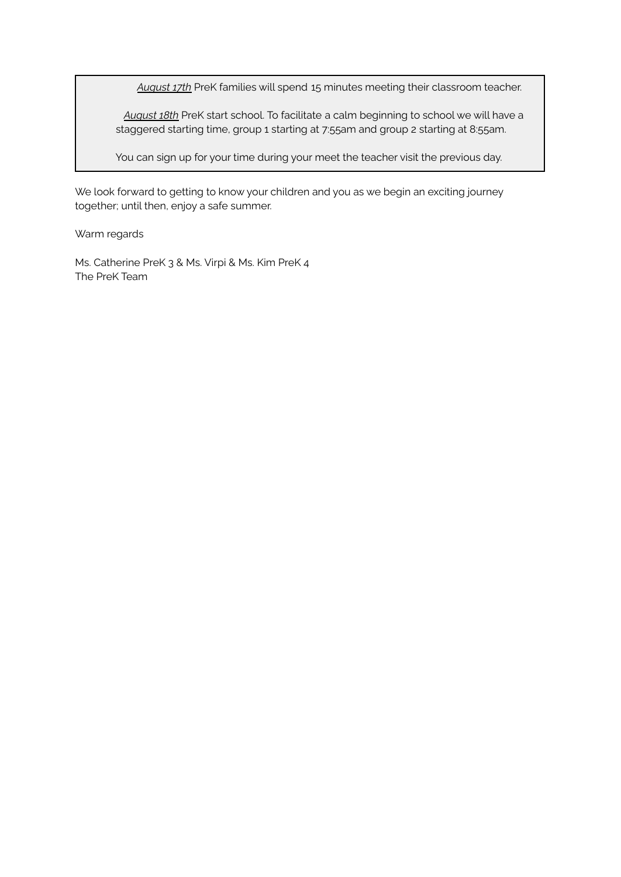*August 17th* PreK families will spend 15 minutes meeting their classroom teacher.

*August 18th* PreK start school. To facilitate a calm beginning to school we will have a staggered starting time, group 1 starting at 7:55am and group 2 starting at 8:55am.

You can sign up for your time during your meet the teacher visit the previous day.

We look forward to getting to know your children and you as we begin an exciting journey together; until then, enjoy a safe summer.

Warm regards

Ms. Catherine PreK 3 & Ms. Virpi & Ms. Kim PreK 4
The PreK Team